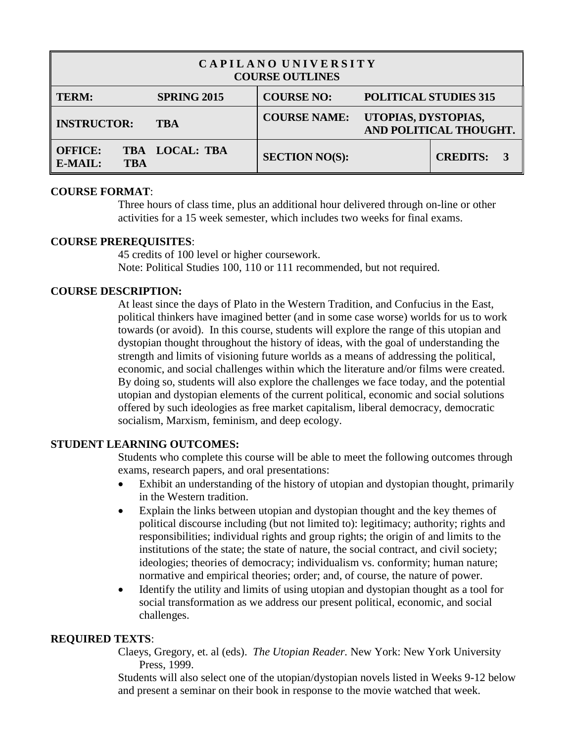| CAPILANO UNIVERSITY COURSE OUTLINES | | | | |
|---|---|---|---|---|
| **TERM:** | **SPRING 2015** | **COURSE NO:** | **POLITICAL STUDIES 315** | |
| **INSTRUCTOR:** | **TBA** | **COURSE NAME:** | **UTOPIAS, DYSTOPIAS, AND POLITICAL THOUGHT.** | |
| **OFFICE:** TBA **LOCAL:** TBA<br>**E-MAIL:** TBA | | **SECTION NO(S):** | | **CREDITS: 3** |

**COURSE FORMAT**:

Three hours of class time, plus an additional hour delivered through on-line or other activities for a 15 week semester, which includes two weeks for final exams.

**COURSE PREREQUISITES**:

45 credits of 100 level or higher coursework.
Note: Political Studies 100, 110 or 111 recommended, but not required.

**COURSE DESCRIPTION:**

At least since the days of Plato in the Western Tradition, and Confucius in the East, political thinkers have imagined better (and in some case worse) worlds for us to work towards (or avoid). In this course, students will explore the range of this utopian and dystopian thought throughout the history of ideas, with the goal of understanding the strength and limits of visioning future worlds as a means of addressing the political, economic, and social challenges within which the literature and/or films were created. By doing so, students will also explore the challenges we face today, and the potential utopian and dystopian elements of the current political, economic and social solutions offered by such ideologies as free market capitalism, liberal democracy, democratic socialism, Marxism, feminism, and deep ecology.

**STUDENT LEARNING OUTCOMES:**

Students who complete this course will be able to meet the following outcomes through exams, research papers, and oral presentations:

- Exhibit an understanding of the history of utopian and dystopian thought, primarily in the Western tradition.
- Explain the links between utopian and dystopian thought and the key themes of political discourse including (but not limited to): legitimacy; authority; rights and responsibilities; individual rights and group rights; the origin of and limits to the institutions of the state; the state of nature, the social contract, and civil society; ideologies; theories of democracy; individualism vs. conformity; human nature; normative and empirical theories; order; and, of course, the nature of power.
- Identify the utility and limits of using utopian and dystopian thought as a tool for social transformation as we address our present political, economic, and social challenges.

**REQUIRED TEXTS**:

Claeys, Gregory, et. al (eds). *The Utopian Reader.* New York: New York University Press, 1999.

Students will also select one of the utopian/dystopian novels listed in Weeks 9-12 below and present a seminar on their book in response to the movie watched that week.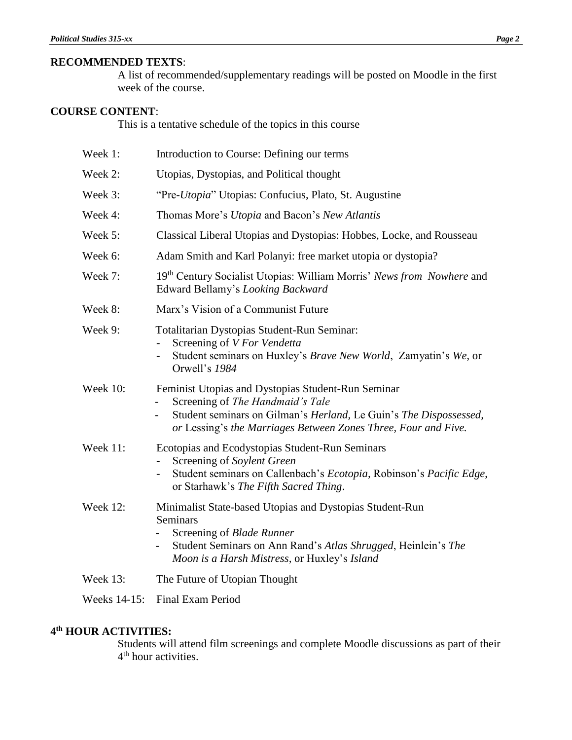**RECOMMENDED TEXTS**:

A list of recommended/supplementary readings will be posted on Moodle in the first week of the course.

**COURSE CONTENT**:

This is a tentative schedule of the topics in this course

| | |
|---|---|
| Week 1: | Introduction to Course: Defining our terms |
| Week 2: | Utopias, Dystopias, and Political thought |
| Week 3: | "Pre-*Utopia*" Utopias: Confucius, Plato, St. Augustine |
| Week 4: | Thomas More's *Utopia* and Bacon's *New Atlantis* |
| Week 5: | Classical Liberal Utopias and Dystopias: Hobbes, Locke, and Rousseau |
| Week 6: | Adam Smith and Karl Polanyi: free market utopia or dystopia? |
| Week 7: | 19th Century Socialist Utopias: William Morris' *News from Nowhere* and Edward Bellamy's *Looking Backward* |
| Week 8: | Marx's Vision of a Communist Future |
| Week 9: | Totalitarian Dystopias Student-Run Seminar:<br>- Screening of *V For Vendetta*<br>- Student seminars on Huxley's *Brave New World*, Zamyatin's *We*, or Orwell's *1984* |
| Week 10: | Feminist Utopias and Dystopias Student-Run Seminar<br>- Screening of *The Handmaid's Tale*<br>- Student seminars on Gilman's *Herland,* Le Guin's *The Dispossessed, or* Lessing's *the Marriages Between Zones Three, Four and Five.* |
| Week 11: | Ecotopias and Ecodystopias Student-Run Seminars<br>- Screening of *Soylent Green*<br>- Student seminars on Callenbach's *Ecotopia,* Robinson's *Pacific Edge,* or Starhawk's *The Fifth Sacred Thing*. |
| Week 12: | Minimalist State-based Utopias and Dystopias Student-Run Seminars<br>- Screening of *Blade Runner*<br>- Student Seminars on Ann Rand's *Atlas Shrugged*, Heinlein's *The Moon is a Harsh Mistress,* or Huxley's *Island* |
| Week 13: | The Future of Utopian Thought |
| Weeks 14-15: | Final Exam Period |

**4th HOUR ACTIVITIES:**

Students will attend film screenings and complete Moodle discussions as part of their 4th hour activities.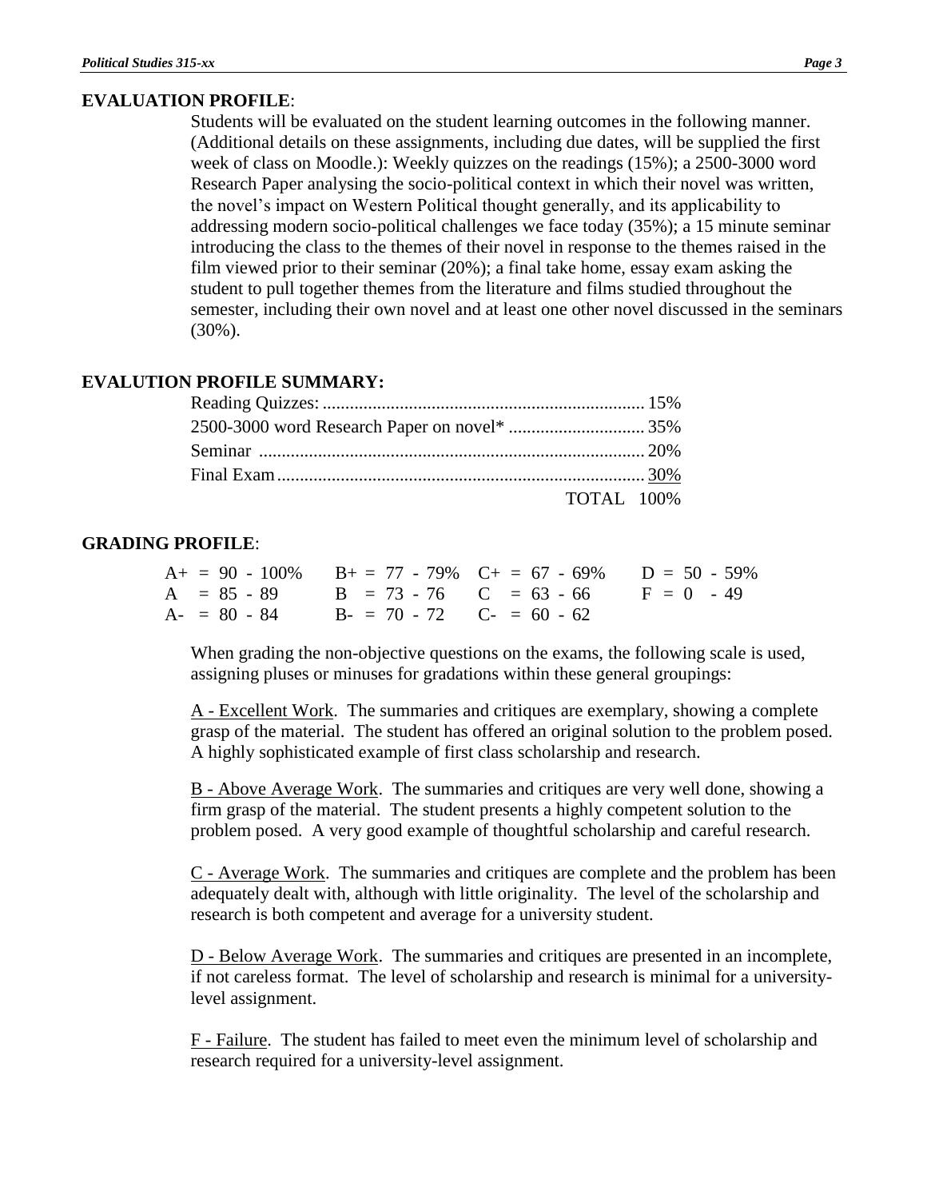## EVALUATION PROFILE:

Students will be evaluated on the student learning outcomes in the following manner. (Additional details on these assignments, including due dates, will be supplied the first week of class on Moodle.): Weekly quizzes on the readings (15%); a 2500-3000 word Research Paper analysing the socio-political context in which their novel was written, the novel's impact on Western Political thought generally, and its applicability to addressing modern socio-political challenges we face today (35%); a 15 minute seminar introducing the class to the themes of their novel in response to the themes raised in the film viewed prior to their seminar (20%); a final take home, essay exam asking the student to pull together themes from the literature and films studied throughout the semester, including their own novel and at least one other novel discussed in the seminars (30%).

## EVALUTION PROFILE SUMMARY:

| | |
|---|---|
| Reading Quizzes | 15% |
| 2500-3000 word Research Paper on novel* | 35% |
| Seminar | 20% |
| Final Exam | 30% |
| TOTAL | 100% |

## GRADING PROFILE:

| | | | |
|---|---|---|---|
| A+ = 90 - 100% | B+ = 77 - 79% | C+ = 67 - 69% | D = 50 - 59% |
| A = 85 - 89 | B = 73 - 76 | C = 63 - 66 | F = 0 - 49 |
| A- = 80 - 84 | B- = 70 - 72 | C- = 60 - 62 | |

When grading the non-objective questions on the exams, the following scale is used, assigning pluses or minuses for gradations within these general groupings:

A - Excellent Work. The summaries and critiques are exemplary, showing a complete grasp of the material. The student has offered an original solution to the problem posed. A highly sophisticated example of first class scholarship and research.

B - Above Average Work. The summaries and critiques are very well done, showing a firm grasp of the material. The student presents a highly competent solution to the problem posed. A very good example of thoughtful scholarship and careful research.

C - Average Work. The summaries and critiques are complete and the problem has been adequately dealt with, although with little originality. The level of the scholarship and research is both competent and average for a university student.

D - Below Average Work. The summaries and critiques are presented in an incomplete, if not careless format. The level of scholarship and research is minimal for a university-level assignment.

F - Failure. The student has failed to meet even the minimum level of scholarship and research required for a university-level assignment.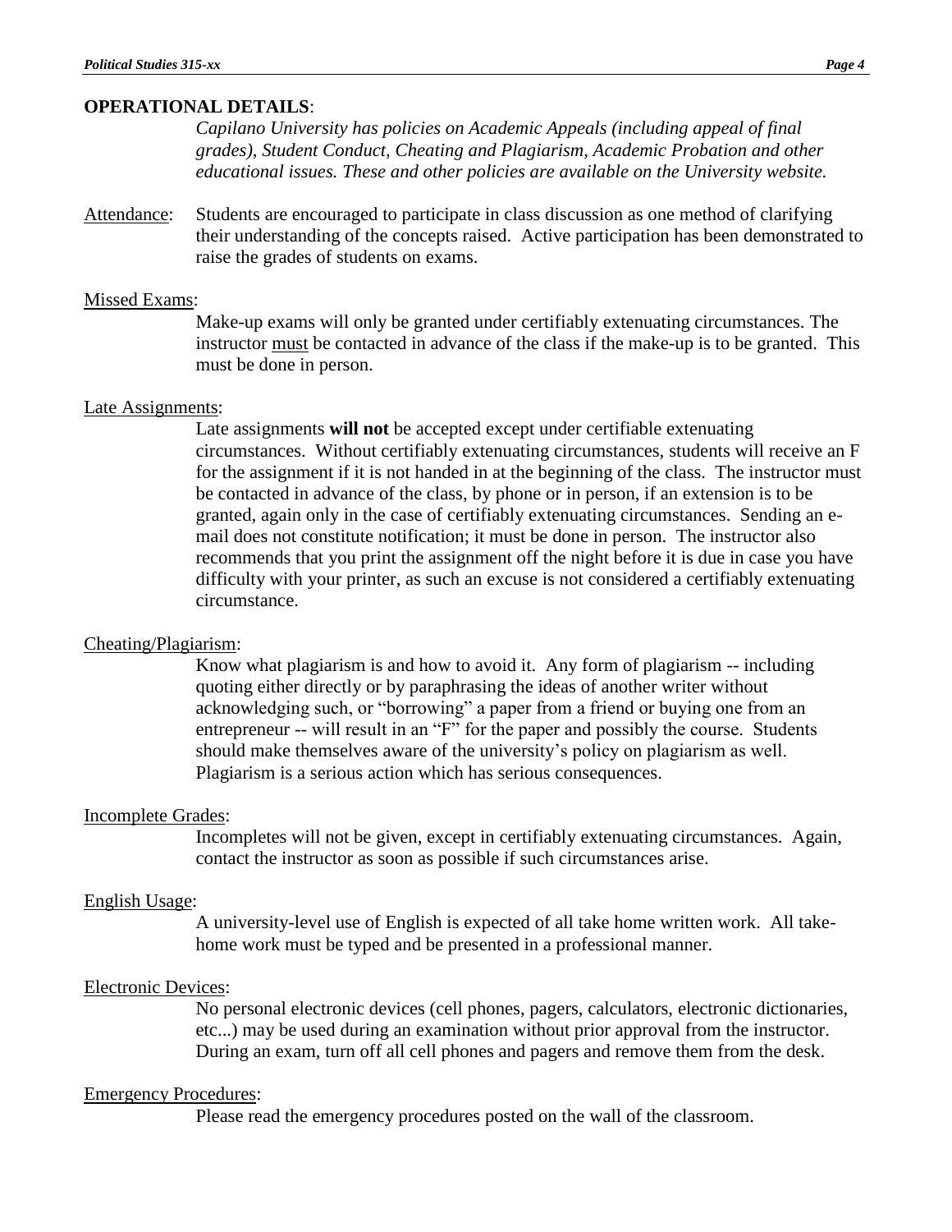**OPERATIONAL DETAILS**:

*Capilano University has policies on Academic Appeals (including appeal of final grades), Student Conduct, Cheating and Plagiarism, Academic Probation and other educational issues. These and other policies are available on the University website.*

Attendance: Students are encouraged to participate in class discussion as one method of clarifying their understanding of the concepts raised. Active participation has been demonstrated to raise the grades of students on exams.

Missed Exams:

Make-up exams will only be granted under certifiably extenuating circumstances. The instructor must be contacted in advance of the class if the make-up is to be granted. This must be done in person.

Late Assignments:

Late assignments **will not** be accepted except under certifiable extenuating circumstances. Without certifiably extenuating circumstances, students will receive an F for the assignment if it is not handed in at the beginning of the class. The instructor must be contacted in advance of the class, by phone or in person, if an extension is to be granted, again only in the case of certifiably extenuating circumstances. Sending an e-mail does not constitute notification; it must be done in person. The instructor also recommends that you print the assignment off the night before it is due in case you have difficulty with your printer, as such an excuse is not considered a certifiably extenuating circumstance.

Cheating/Plagiarism:

Know what plagiarism is and how to avoid it. Any form of plagiarism -- including quoting either directly or by paraphrasing the ideas of another writer without acknowledging such, or "borrowing" a paper from a friend or buying one from an entrepreneur -- will result in an "F" for the paper and possibly the course. Students should make themselves aware of the university's policy on plagiarism as well. Plagiarism is a serious action which has serious consequences.

Incomplete Grades:

Incompletes will not be given, except in certifiably extenuating circumstances. Again, contact the instructor as soon as possible if such circumstances arise.

English Usage:

A university-level use of English is expected of all take home written work. All take-home work must be typed and be presented in a professional manner.

Electronic Devices:

No personal electronic devices (cell phones, pagers, calculators, electronic dictionaries, etc...) may be used during an examination without prior approval from the instructor. During an exam, turn off all cell phones and pagers and remove them from the desk.

Emergency Procedures:

Please read the emergency procedures posted on the wall of the classroom.